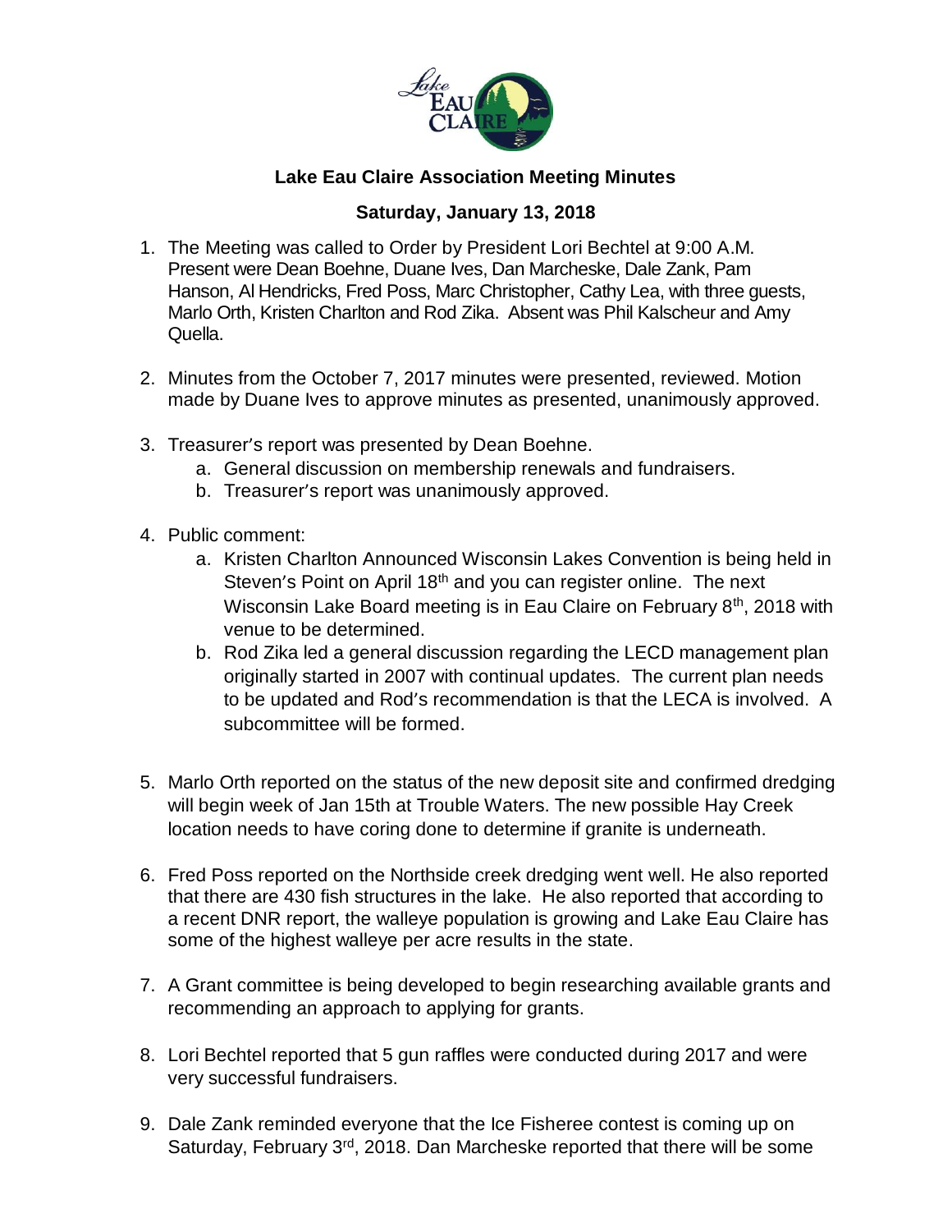## Lake Eau Claire Association Meeting Minutes

## Saturday, January 13, 2018

1. The Meeting was called to Order by President Lori Bechtel at 9:00 A.M. Present were Dean Boehne, Duane Ives, Dan Marcheske, Dale Zank, Pam Hanson, Al Hendricks, Fred Poss, Marc Christopher, Cathy Lea, with three guests, Marlo Orth, Kristen Charlton and Rod Zika. Absent was Phil Kalscheur and Amy Quella.

2. Minutes from the October 7, 2017 minutes were presented, reviewed. Motion made by Duane Ives to approve minutes as presented, unanimously approved.

3. Treasurer's report was presented by Dean Boehne.
   a. General discussion on membership renewals and fundraisers.
   b. Treasurer's report was unanimously approved.

4. Public comment:
   a. Kristen Charlton Announced Wisconsin Lakes Convention is being held in Steven's Point on April 18th and you can register online. The next Wisconsin Lake Board meeting is in Eau Claire on February 8th, 2018 with venue to be determined.
   b. Rod Zika led a general discussion regarding the LECD management plan originally started in 2007 with continual updates. The current plan needs to be updated and Rod's recommendation is that the LECA is involved. A subcommittee will be formed.

5. Marlo Orth reported on the status of the new deposit site and confirmed dredging will begin week of Jan 15th at Trouble Waters. The new possible Hay Creek location needs to have coring done to determine if granite is underneath.

6. Fred Poss reported on the Northside creek dredging went well. He also reported that there are 430 fish structures in the lake. He also reported that according to a recent DNR report, the walleye population is growing and Lake Eau Claire has some of the highest walleye per acre results in the state.

7. A Grant committee is being developed to begin researching available grants and recommending an approach to applying for grants.

8. Lori Bechtel reported that 5 gun raffles were conducted during 2017 and were very successful fundraisers.

9. Dale Zank reminded everyone that the Ice Fisheree contest is coming up on Saturday, February 3rd, 2018. Dan Marcheske reported that there will be some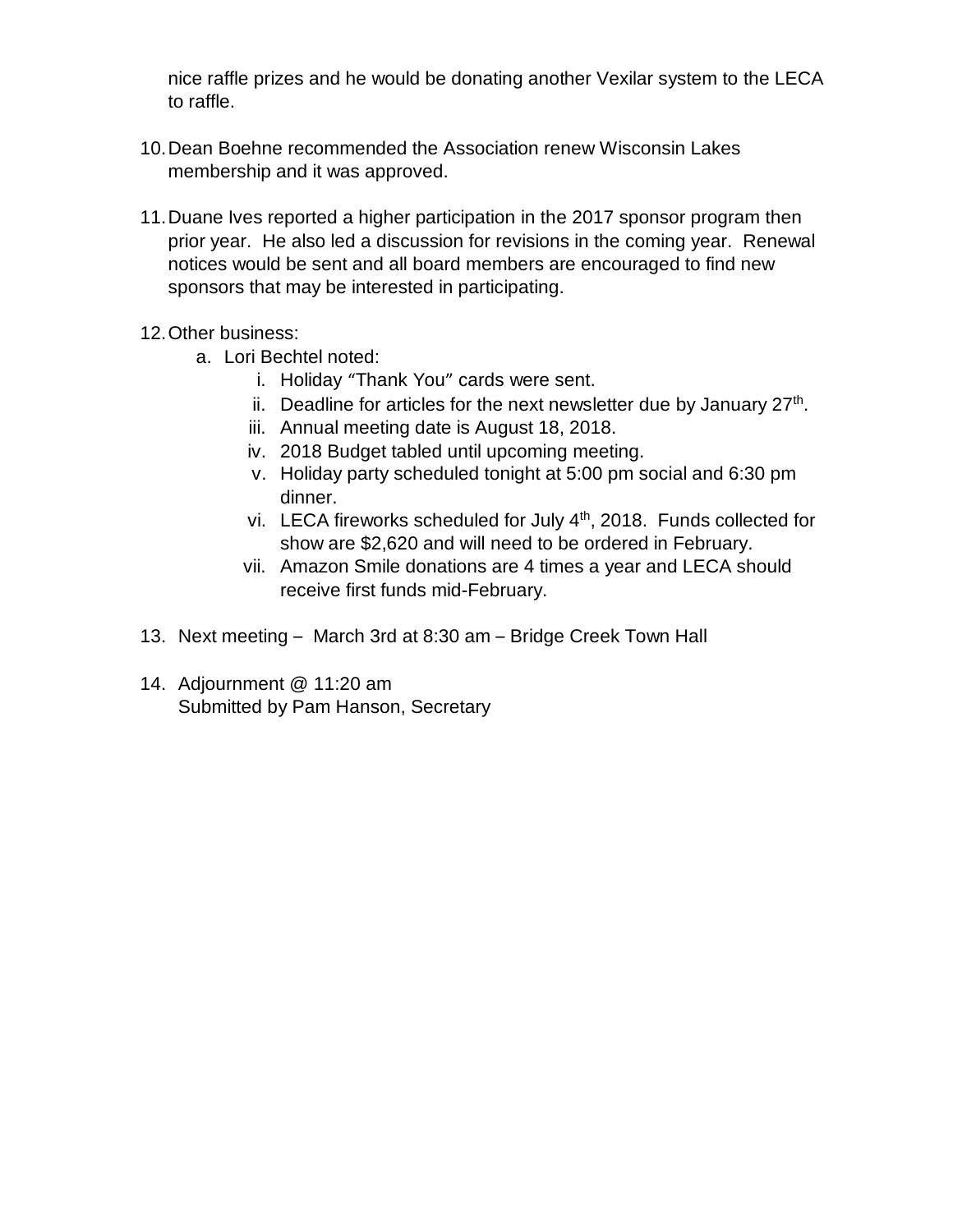nice raffle prizes and he would be donating another Vexilar system to the LECA to raffle.

10. Dean Boehne recommended the Association renew Wisconsin Lakes membership and it was approved.

11. Duane Ives reported a higher participation in the 2017 sponsor program then prior year. He also led a discussion for revisions in the coming year. Renewal notices would be sent and all board members are encouraged to find new sponsors that may be interested in participating.

12. Other business:
    a. Lori Bechtel noted:
        i. Holiday "Thank You" cards were sent.
        ii. Deadline for articles for the next newsletter due by January 27th.
        iii. Annual meeting date is August 18, 2018.
        iv. 2018 Budget tabled until upcoming meeting.
        v. Holiday party scheduled tonight at 5:00 pm social and 6:30 pm dinner.
        vi. LECA fireworks scheduled for July 4th, 2018. Funds collected for show are $2,620 and will need to be ordered in February.
        vii. Amazon Smile donations are 4 times a year and LECA should receive first funds mid-February.

13. Next meeting – March 3rd at 8:30 am – Bridge Creek Town Hall

14. Adjournment @ 11:20 am
    Submitted by Pam Hanson, Secretary